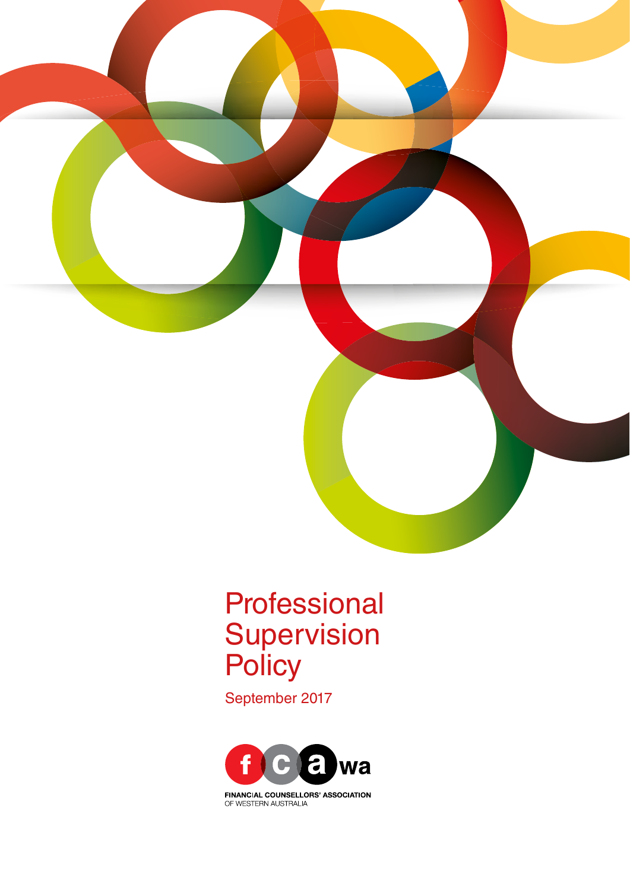# Professional Supervision Policy

September 2017

FINANCIAL COUNSELLORS' ASSOCIATION OF WESTERN AUSTRALIA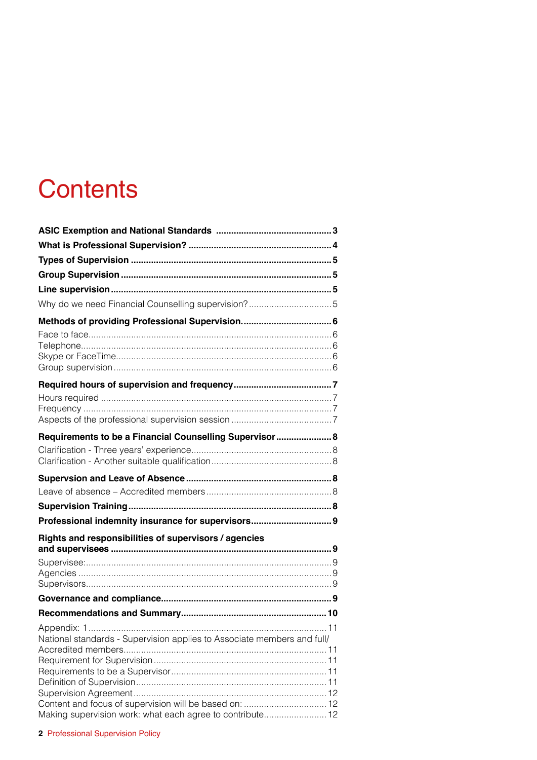# Contents

**ASIC Exemption and National Standards** .... **3**

**What is Professional Supervision?** .... **4**

**Types of Supervision** .... **5**

**Group Supervision** .... **5**

**Line supervision** .... **5**

Why do we need Financial Counselling supervision? .... 5

**Methods of providing Professional Supervision.** .... **6**

Face to face .... 6
Telephone .... 6
Skype or FaceTime .... 6
Group supervision .... 6

**Required hours of supervision and frequency** .... **7**

Hours required .... 7
Frequency .... 7
Aspects of the professional supervision session .... 7

**Requirements to be a Financial Counselling Supervisor** .... **8**

Clarification - Three years' experience .... 8
Clarification - Another suitable qualification .... 8

**Supervsion and Leave of Absence** .... **8**

Leave of absence – Accredited members .... 8

**Supervision Training** .... **8**

**Professional indemnity insurance for supervisors** .... **9**

**Rights and responsibilities of supervisors / agencies and supervisees** .... **9**

Supervisee: .... 9
Agencies .... 9
Supervisors .... 9

**Governance and compliance** .... **9**

**Recommendations and Summary** .... **10**

Appendix: 1 .... 11
National standards - Supervision applies to Associate members and full/Accredited members .... 11
Requirement for Supervision .... 11
Requirements to be a Supervisor .... 11
Definition of Supervision .... 11
Supervision Agreement .... 12
Content and focus of supervision will be based on: .... 12
Making supervision work: what each agree to contribute .... 12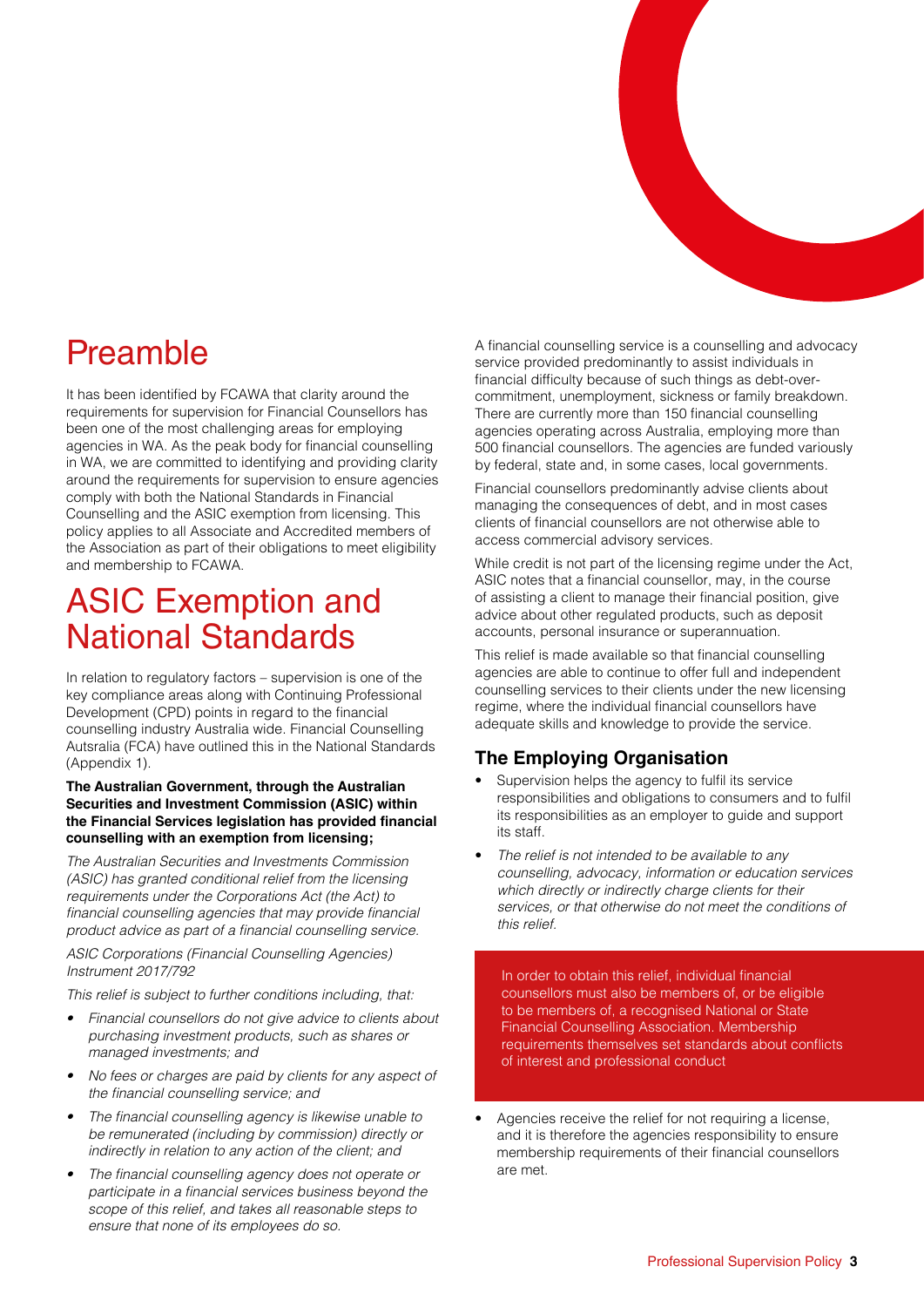# Preamble

It has been identified by FCAWA that clarity around the requirements for supervision for Financial Counsellors has been one of the most challenging areas for employing agencies in WA. As the peak body for financial counselling in WA, we are committed to identifying and providing clarity around the requirements for supervision to ensure agencies comply with both the National Standards in Financial Counselling and the ASIC exemption from licensing. This policy applies to all Associate and Accredited members of the Association as part of their obligations to meet eligibility and membership to FCAWA.

# ASIC Exemption and National Standards

In relation to regulatory factors – supervision is one of the key compliance areas along with Continuing Professional Development (CPD) points in regard to the financial counselling industry Australia wide. Financial Counselling Autsralia (FCA) have outlined this in the National Standards (Appendix 1).

**The Australian Government, through the Australian Securities and Investment Commission (ASIC) within the Financial Services legislation has provided financial counselling with an exemption from licensing;**

*The Australian Securities and Investments Commission (ASIC) has granted conditional relief from the licensing requirements under the Corporations Act (the Act) to financial counselling agencies that may provide financial product advice as part of a financial counselling service.*

*ASIC Corporations (Financial Counselling Agencies) Instrument 2017/792*

*This relief is subject to further conditions including, that:*

- *Financial counsellors do not give advice to clients about purchasing investment products, such as shares or managed investments; and*
- *No fees or charges are paid by clients for any aspect of the financial counselling service; and*
- *The financial counselling agency is likewise unable to be remunerated (including by commission) directly or indirectly in relation to any action of the client; and*
- *The financial counselling agency does not operate or participate in a financial services business beyond the scope of this relief, and takes all reasonable steps to ensure that none of its employees do so.*

A financial counselling service is a counselling and advocacy service provided predominantly to assist individuals in financial difficulty because of such things as debt-over-commitment, unemployment, sickness or family breakdown. There are currently more than 150 financial counselling agencies operating across Australia, employing more than 500 financial counsellors. The agencies are funded variously by federal, state and, in some cases, local governments.

Financial counsellors predominantly advise clients about managing the consequences of debt, and in most cases clients of financial counsellors are not otherwise able to access commercial advisory services.

While credit is not part of the licensing regime under the Act, ASIC notes that a financial counsellor, may, in the course of assisting a client to manage their financial position, give advice about other regulated products, such as deposit accounts, personal insurance or superannuation.

This relief is made available so that financial counselling agencies are able to continue to offer full and independent counselling services to their clients under the new licensing regime, where the individual financial counsellors have adequate skills and knowledge to provide the service.

## The Employing Organisation

- Supervision helps the agency to fulfil its service responsibilities and obligations to consumers and to fulfil its responsibilities as an employer to guide and support its staff.
- *The relief is not intended to be available to any counselling, advocacy, information or education services which directly or indirectly charge clients for their services, or that otherwise do not meet the conditions of this relief.*

In order to obtain this relief, individual financial counsellors must also be members of, or be eligible to be members of, a recognised National or State Financial Counselling Association. Membership requirements themselves set standards about conflicts of interest and professional conduct

- Agencies receive the relief for not requiring a license, and it is therefore the agencies responsibility to ensure membership requirements of their financial counsellors are met.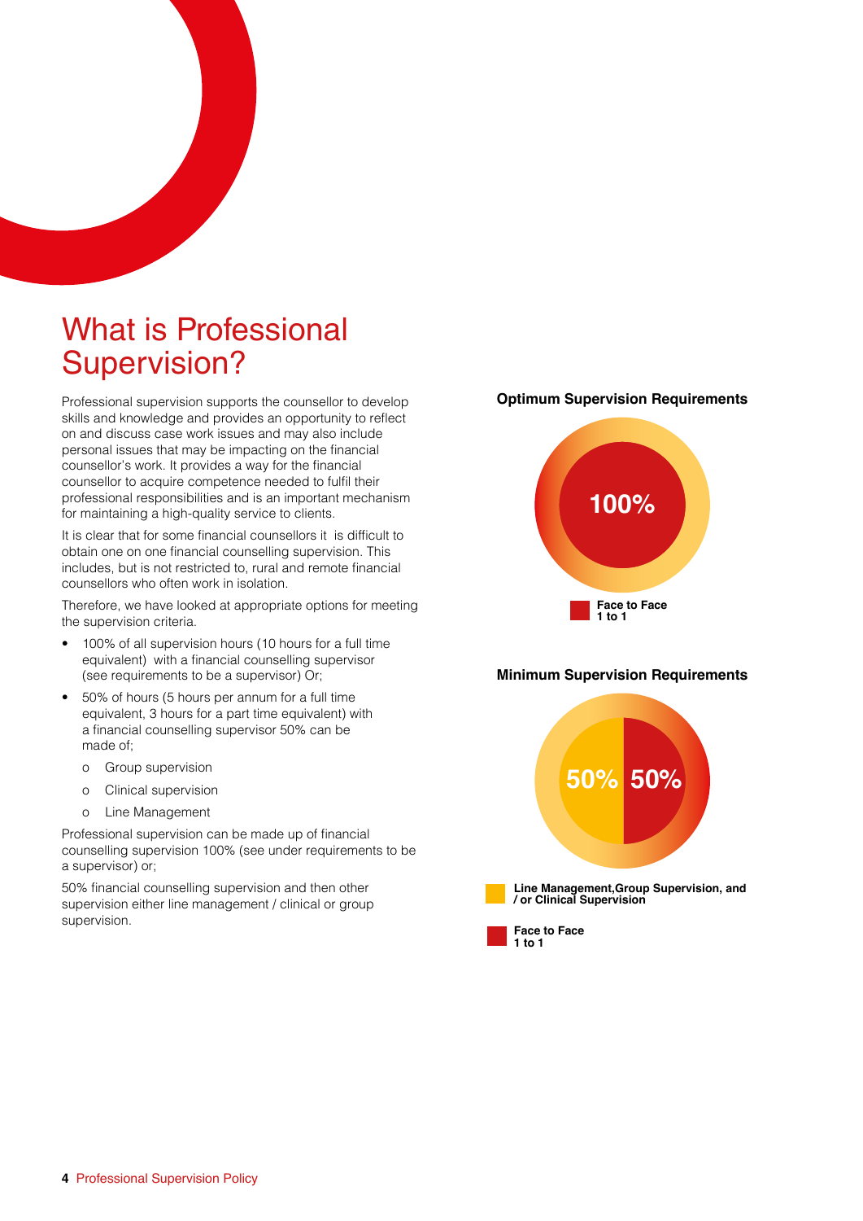# What is Professional Supervision?

Professional supervision supports the counsellor to develop skills and knowledge and provides an opportunity to reflect on and discuss case work issues and may also include personal issues that may be impacting on the financial counsellor's work. It provides a way for the financial counsellor to acquire competence needed to fulfil their professional responsibilities and is an important mechanism for maintaining a high-quality service to clients.

It is clear that for some financial counsellors it is difficult to obtain one on one financial counselling supervision. This includes, but is not restricted to, rural and remote financial counsellors who often work in isolation.

Therefore, we have looked at appropriate options for meeting the supervision criteria.

- 100% of all supervision hours (10 hours for a full time equivalent) with a financial counselling supervisor (see requirements to be a supervisor) Or;
- 50% of hours (5 hours per annum for a full time equivalent, 3 hours for a part time equivalent) with a financial counselling supervisor 50% can be made of;
  - Group supervision
  - Clinical supervision
  - Line Management

Professional supervision can be made up of financial counselling supervision 100% (see under requirements to be a supervisor) or;

50% financial counselling supervision and then other supervision either line management / clinical or group supervision.

**Optimum Supervision Requirements**

100%

Face to Face 1 to 1

**Minimum Supervision Requirements**

50% 50%

Line Management, Group Supervision, and / or Clinical Supervision

Face to Face 1 to 1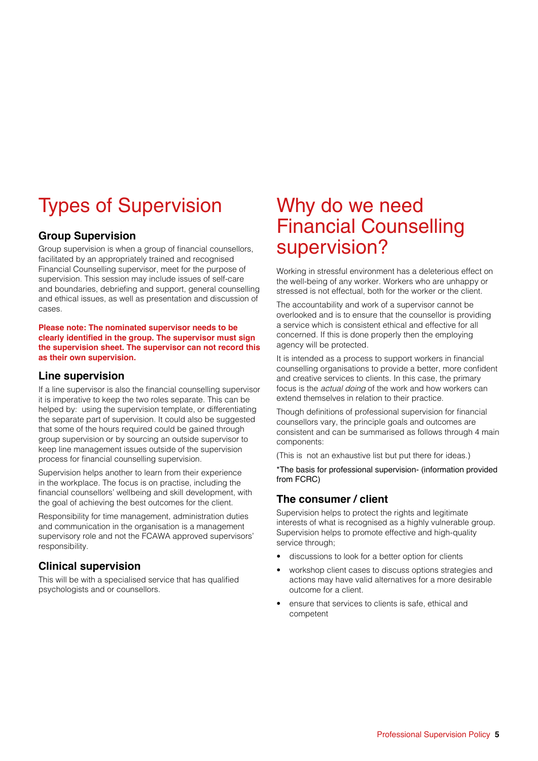# Types of Supervision

### Group Supervision

Group supervision is when a group of financial counsellors, facilitated by an appropriately trained and recognised Financial Counselling supervisor, meet for the purpose of supervision. This session may include issues of self-care and boundaries, debriefing and support, general counselling and ethical issues, as well as presentation and discussion of cases.

**Please note: The nominated supervisor needs to be clearly identified in the group. The supervisor must sign the supervision sheet. The supervisor can not record this as their own supervision.**

### Line supervision

If a line supervisor is also the financial counselling supervisor it is imperative to keep the two roles separate. This can be helped by:  using the supervision template, or differentiating the separate part of supervision. It could also be suggested that some of the hours required could be gained through group supervision or by sourcing an outside supervisor to keep line management issues outside of the supervision process for financial counselling supervision.

Supervision helps another to learn from their experience in the workplace. The focus is on practise, including the financial counsellors' wellbeing and skill development, with the goal of achieving the best outcomes for the client.

Responsibility for time management, administration duties and communication in the organisation is a management supervisory role and not the FCAWA approved supervisors' responsibility.

### Clinical supervision

This will be with a specialised service that has qualified psychologists and or counsellors.

# Why do we need Financial Counselling supervision?

Working in stressful environment has a deleterious effect on the well-being of any worker. Workers who are unhappy or stressed is not effectual, both for the worker or the client.

The accountability and work of a supervisor cannot be overlooked and is to ensure that the counsellor is providing a service which is consistent ethical and effective for all concerned. If this is done properly then the employing agency will be protected.

It is intended as a process to support workers in financial counselling organisations to provide a better, more confident and creative services to clients. In this case, the primary focus is the *actual doing* of the work and how workers can extend themselves in relation to their practice.

Though definitions of professional supervision for financial counsellors vary, the principle goals and outcomes are consistent and can be summarised as follows through 4 main components:

(This is  not an exhaustive list but put there for ideas.)

*The basis for professional supervision- (information provided from FCRC)

### The consumer / client

Supervision helps to protect the rights and legitimate interests of what is recognised as a highly vulnerable group. Supervision helps to promote effective and high-quality service through;

- discussions to look for a better option for clients
- workshop client cases to discuss options strategies and actions may have valid alternatives for a more desirable outcome for a client.
- ensure that services to clients is safe, ethical and competent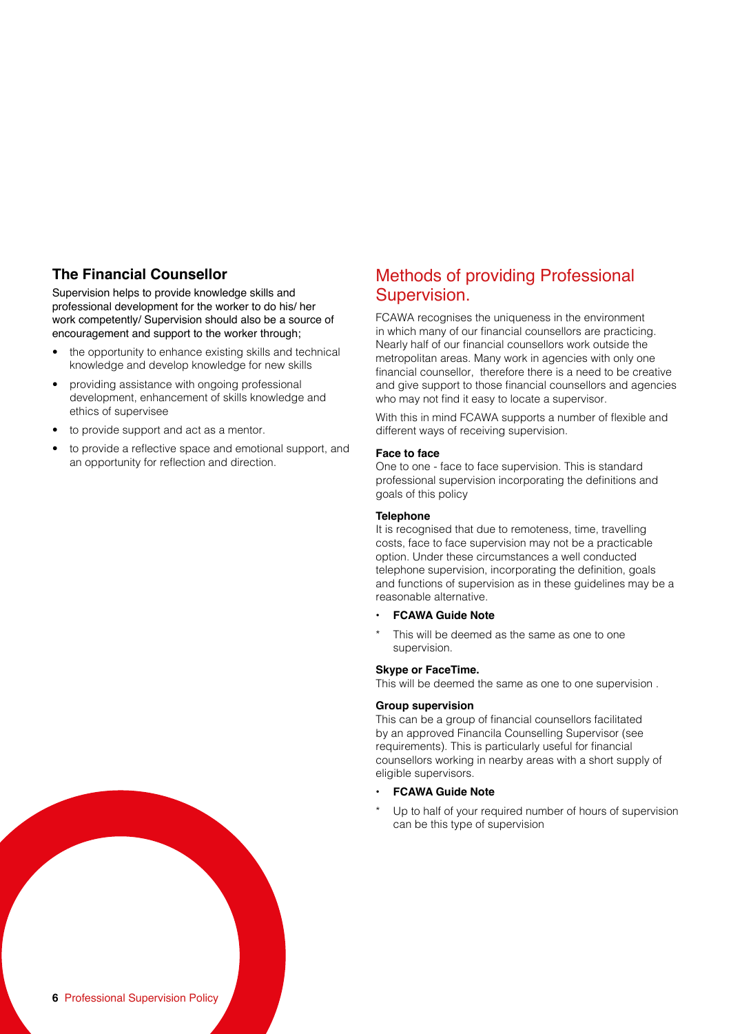### The Financial Counsellor

Supervision helps to provide knowledge skills and professional development for the worker to do his/ her work competently/ Supervision should also be a source of encouragement and support to the worker through;

- the opportunity to enhance existing skills and technical knowledge and develop knowledge for new skills
- providing assistance with ongoing professional development, enhancement of skills knowledge and ethics of supervisee
- to provide support and act as a mentor.
- to provide a reflective space and emotional support, and an opportunity for reflection and direction.

## Methods of providing Professional Supervision.

FCAWA recognises the uniqueness in the environment in which many of our financial counsellors are practicing. Nearly half of our financial counsellors work outside the metropolitan areas. Many work in agencies with only one financial counsellor, therefore there is a need to be creative and give support to those financial counsellors and agencies who may not find it easy to locate a supervisor.

With this in mind FCAWA supports a number of flexible and different ways of receiving supervision.

**Face to face**
One to one - face to face supervision. This is standard professional supervision incorporating the definitions and goals of this policy

**Telephone**
It is recognised that due to remoteness, time, travelling costs, face to face supervision may not be a practicable option. Under these circumstances a well conducted telephone supervision, incorporating the definition, goals and functions of supervision as in these guidelines may be a reasonable alternative.

- **FCAWA Guide Note**

\* This will be deemed as the same as one to one supervision.

**Skype or FaceTime.**
This will be deemed the same as one to one supervision .

**Group supervision**
This can be a group of financial counsellors facilitated by an approved Financila Counselling Supervisor (see requirements). This is particularly useful for financial counsellors working in nearby areas with a short supply of eligible supervisors.

- **FCAWA Guide Note**

\* Up to half of your required number of hours of supervision can be this type of supervision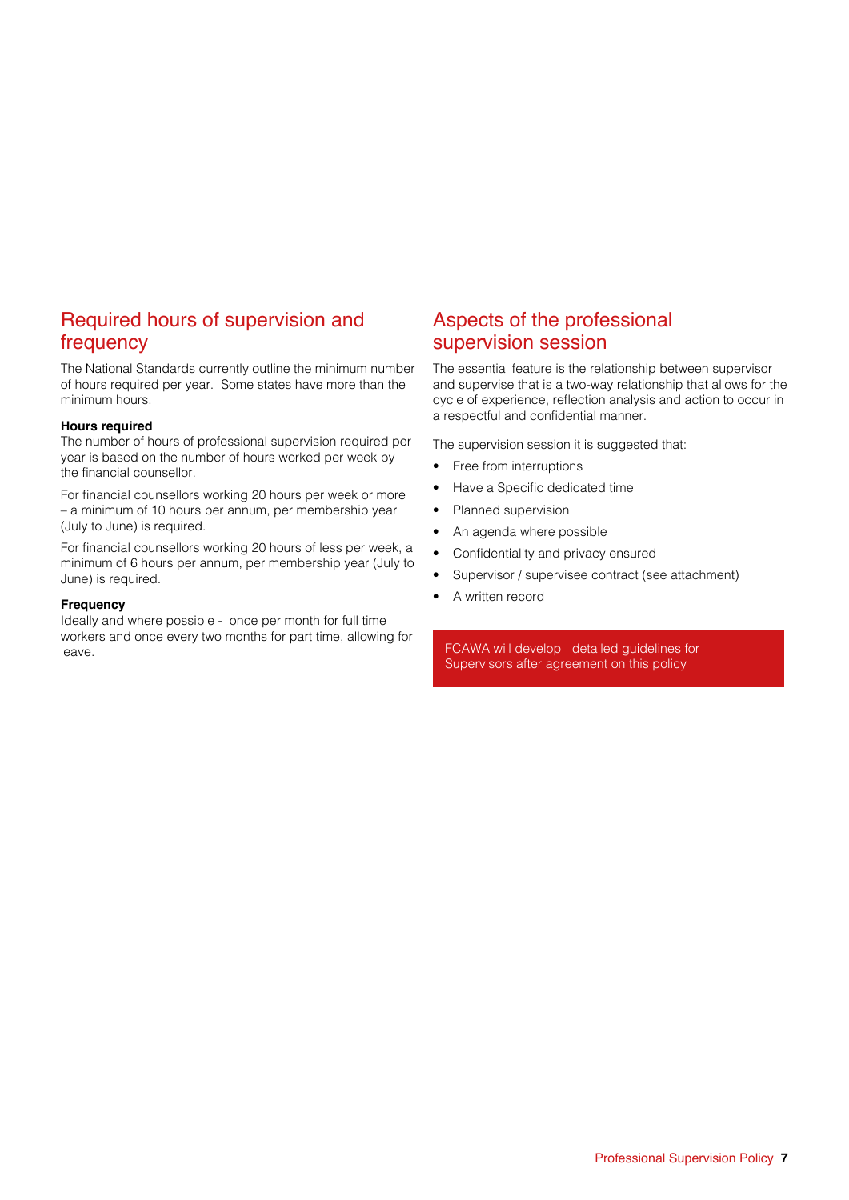## Required hours of supervision and frequency

The National Standards currently outline the minimum number of hours required per year. Some states have more than the minimum hours.

**Hours required**
The number of hours of professional supervision required per year is based on the number of hours worked per week by the financial counsellor.

For financial counsellors working 20 hours per week or more – a minimum of 10 hours per annum, per membership year (July to June) is required.

For financial counsellors working 20 hours of less per week, a minimum of 6 hours per annum, per membership year (July to June) is required.

**Frequency**
Ideally and where possible - once per month for full time workers and once every two months for part time, allowing for leave.

## Aspects of the professional supervision session

The essential feature is the relationship between supervisor and supervise that is a two-way relationship that allows for the cycle of experience, reflection analysis and action to occur in a respectful and confidential manner.

The supervision session it is suggested that:

- Free from interruptions
- Have a Specific dedicated time
- Planned supervision
- An agenda where possible
- Confidentiality and privacy ensured
- Supervisor / supervisee contract (see attachment)
- A written record

FCAWA will develop detailed guidelines for Supervisors after agreement on this policy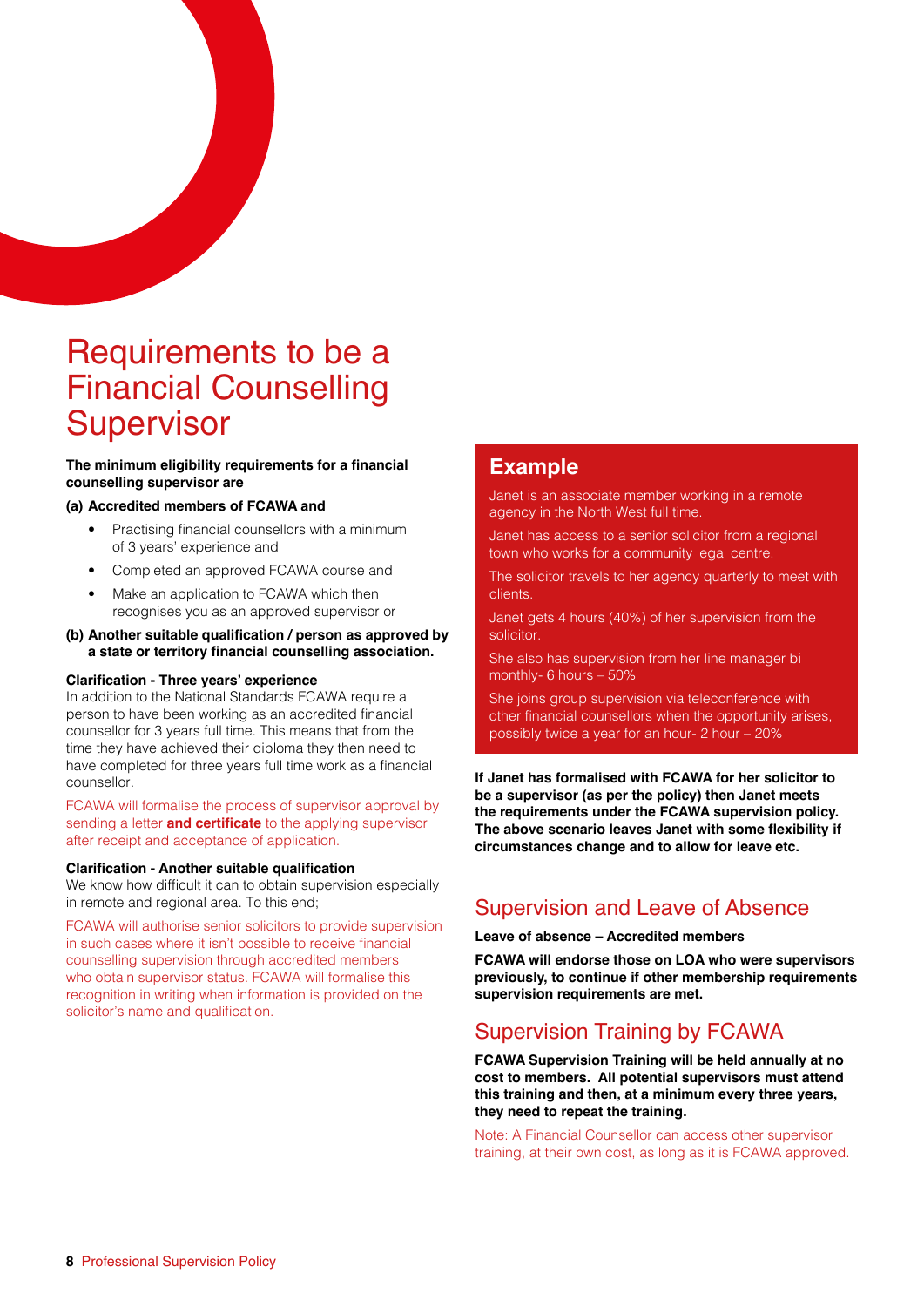# Requirements to be a Financial Counselling Supervisor

**The minimum eligibility requirements for a financial counselling supervisor are**

**(a) Accredited members of FCAWA and**

- Practising financial counsellors with a minimum of 3 years' experience and
- Completed an approved FCAWA course and
- Make an application to FCAWA which then recognises you as an approved supervisor or

**(b) Another suitable qualification / person as approved by a state or territory financial counselling association.**

**Clarification - Three years' experience**

In addition to the National Standards FCAWA require a person to have been working as an accredited financial counsellor for 3 years full time. This means that from the time they have achieved their diploma they then need to have completed for three years full time work as a financial counsellor.

FCAWA will formalise the process of supervisor approval by sending a letter **and certificate** to the applying supervisor after receipt and acceptance of application.

**Clarification - Another suitable qualification**

We know how difficult it can to obtain supervision especially in remote and regional area. To this end;

FCAWA will authorise senior solicitors to provide supervision in such cases where it isn't possible to receive financial counselling supervision through accredited members who obtain supervisor status. FCAWA will formalise this recognition in writing when information is provided on the solicitor's name and qualification.

## Example

Janet is an associate member working in a remote agency in the North West full time.

Janet has access to a senior solicitor from a regional town who works for a community legal centre.

The solicitor travels to her agency quarterly to meet with clients.

Janet gets 4 hours (40%) of her supervision from the solicitor.

She also has supervision from her line manager bi monthly- 6 hours – 50%

She joins group supervision via teleconference with other financial counsellors when the opportunity arises, possibly twice a year for an hour- 2 hour – 20%

**If Janet has formalised with FCAWA for her solicitor to be a supervisor (as per the policy) then Janet meets the requirements under the FCAWA supervision policy. The above scenario leaves Janet with some flexibility if circumstances change and to allow for leave etc.**

## Supervision and Leave of Absence

**Leave of absence – Accredited members**

**FCAWA will endorse those on LOA who were supervisors previously, to continue if other membership requirements supervision requirements are met.**

## Supervision Training by FCAWA

**FCAWA Supervision Training will be held annually at no cost to members. All potential supervisors must attend this training and then, at a minimum every three years, they need to repeat the training.**

Note: A Financial Counsellor can access other supervisor training, at their own cost, as long as it is FCAWA approved.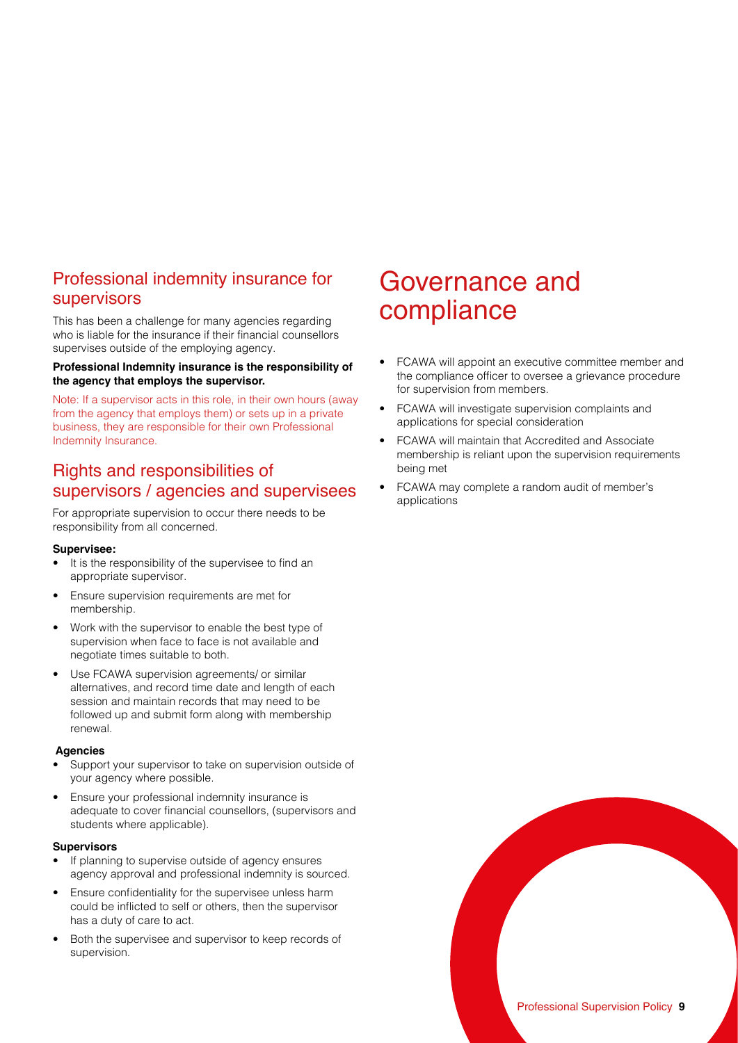## Professional indemnity insurance for supervisors

This has been a challenge for many agencies regarding who is liable for the insurance if their financial counsellors supervises outside of the employing agency.

**Professional Indemnity insurance is the responsibility of the agency that employs the supervisor.**

Note: If a supervisor acts in this role, in their own hours (away from the agency that employs them) or sets up in a private business, they are responsible for their own Professional Indemnity Insurance.

## Rights and responsibilities of supervisors / agencies and supervisees

For appropriate supervision to occur there needs to be responsibility from all concerned.

**Supervisee:**

- It is the responsibility of the supervisee to find an appropriate supervisor.
- Ensure supervision requirements are met for membership.
- Work with the supervisor to enable the best type of supervision when face to face is not available and negotiate times suitable to both.
- Use FCAWA supervision agreements/ or similar alternatives, and record time date and length of each session and maintain records that may need to be followed up and submit form along with membership renewal.

**Agencies**

- Support your supervisor to take on supervision outside of your agency where possible.
- Ensure your professional indemnity insurance is adequate to cover financial counsellors, (supervisors and students where applicable).

**Supervisors**

- If planning to supervise outside of agency ensures agency approval and professional indemnity is sourced.
- Ensure confidentiality for the supervisee unless harm could be inflicted to self or others, then the supervisor has a duty of care to act.
- Both the supervisee and supervisor to keep records of supervision.

# Governance and compliance

- FCAWA will appoint an executive committee member and the compliance officer to oversee a grievance procedure for supervision from members.
- FCAWA will investigate supervision complaints and applications for special consideration
- FCAWA will maintain that Accredited and Associate membership is reliant upon the supervision requirements being met
- FCAWA may complete a random audit of member's applications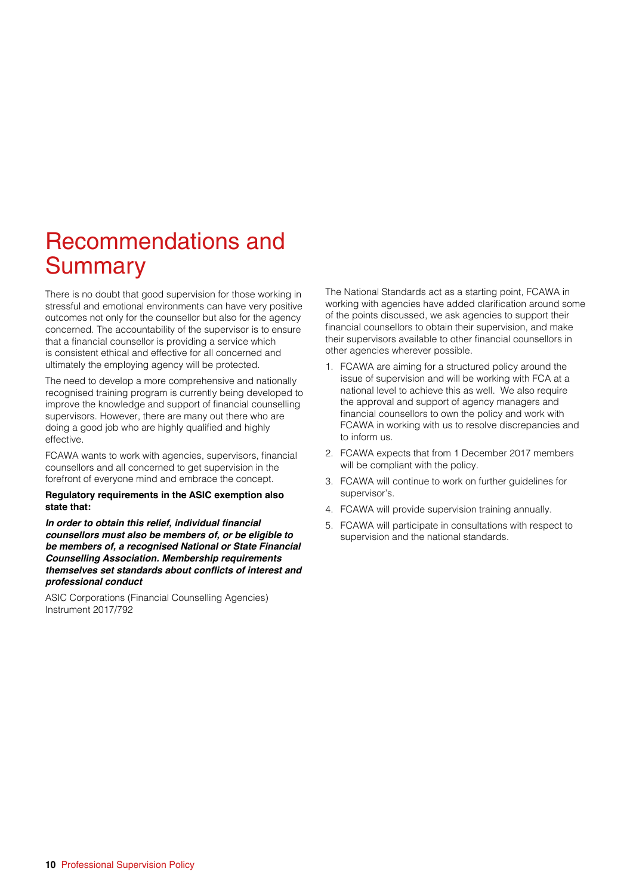# Recommendations and Summary

There is no doubt that good supervision for those working in stressful and emotional environments can have very positive outcomes not only for the counsellor but also for the agency concerned. The accountability of the supervisor is to ensure that a financial counsellor is providing a service which is consistent ethical and effective for all concerned and ultimately the employing agency will be protected.

The need to develop a more comprehensive and nationally recognised training program is currently being developed to improve the knowledge and support of financial counselling supervisors. However, there are many out there who are doing a good job who are highly qualified and highly effective.

FCAWA wants to work with agencies, supervisors, financial counsellors and all concerned to get supervision in the forefront of everyone mind and embrace the concept.

**Regulatory requirements in the ASIC exemption also state that:**

***In order to obtain this relief, individual financial counsellors must also be members of, or be eligible to be members of, a recognised National or State Financial Counselling Association. Membership requirements themselves set standards about conflicts of interest and professional conduct***

ASIC Corporations (Financial Counselling Agencies) Instrument 2017/792

The National Standards act as a starting point, FCAWA in working with agencies have added clarification around some of the points discussed, we ask agencies to support their financial counsellors to obtain their supervision, and make their supervisors available to other financial counsellors in other agencies wherever possible.

1. FCAWA are aiming for a structured policy around the issue of supervision and will be working with FCA at a national level to achieve this as well. We also require the approval and support of agency managers and financial counsellors to own the policy and work with FCAWA in working with us to resolve discrepancies and to inform us.
2. FCAWA expects that from 1 December 2017 members will be compliant with the policy.
3. FCAWA will continue to work on further guidelines for supervisor's.
4. FCAWA will provide supervision training annually.
5. FCAWA will participate in consultations with respect to supervision and the national standards.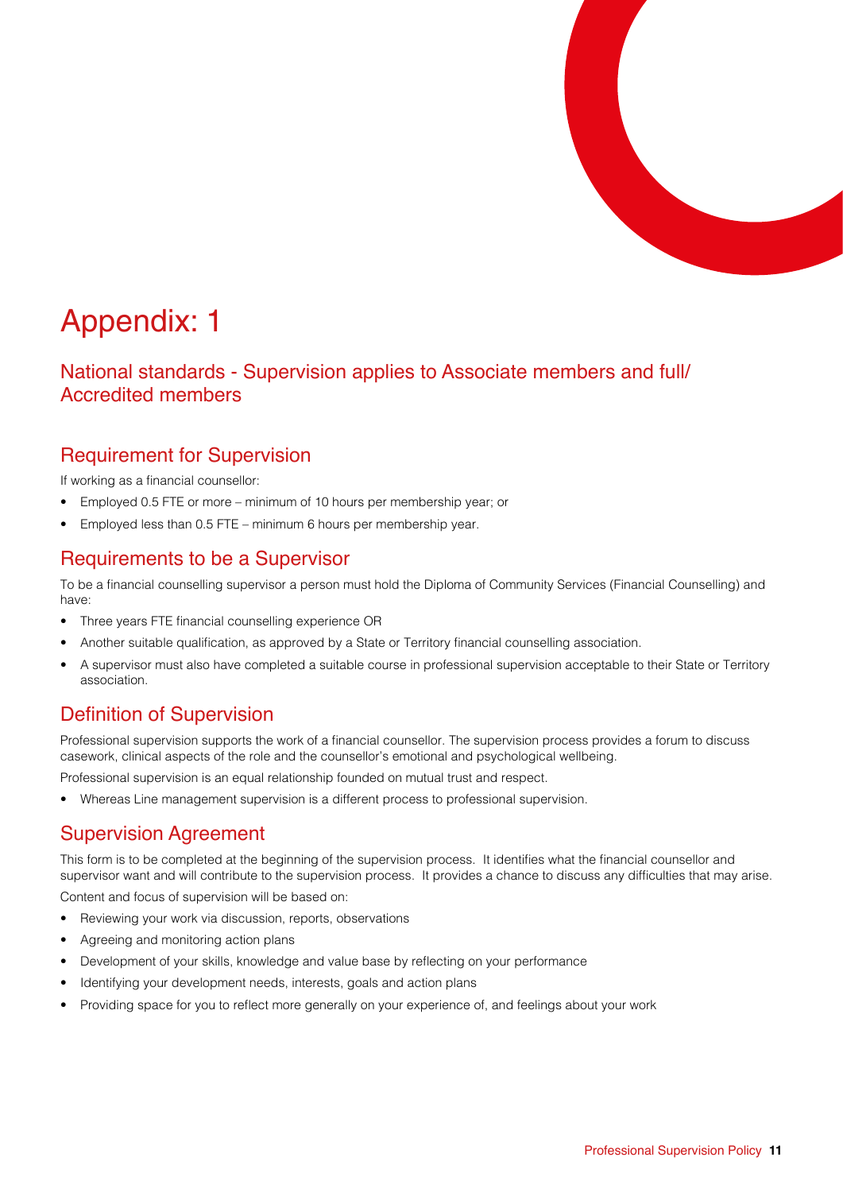# Appendix: 1

## National standards - Supervision applies to Associate members and full/ Accredited members

### Requirement for Supervision

If working as a financial counsellor:

- Employed 0.5 FTE or more – minimum of 10 hours per membership year; or
- Employed less than 0.5 FTE – minimum 6 hours per membership year.

### Requirements to be a Supervisor

To be a financial counselling supervisor a person must hold the Diploma of Community Services (Financial Counselling) and have:

- Three years FTE financial counselling experience OR
- Another suitable qualification, as approved by a State or Territory financial counselling association.
- A supervisor must also have completed a suitable course in professional supervision acceptable to their State or Territory association.

### Definition of Supervision

Professional supervision supports the work of a financial counsellor. The supervision process provides a forum to discuss casework, clinical aspects of the role and the counsellor's emotional and psychological wellbeing.

Professional supervision is an equal relationship founded on mutual trust and respect.

- Whereas Line management supervision is a different process to professional supervision.

### Supervision Agreement

This form is to be completed at the beginning of the supervision process. It identifies what the financial counsellor and supervisor want and will contribute to the supervision process. It provides a chance to discuss any difficulties that may arise.

Content and focus of supervision will be based on:

- Reviewing your work via discussion, reports, observations
- Agreeing and monitoring action plans
- Development of your skills, knowledge and value base by reflecting on your performance
- Identifying your development needs, interests, goals and action plans
- Providing space for you to reflect more generally on your experience of, and feelings about your work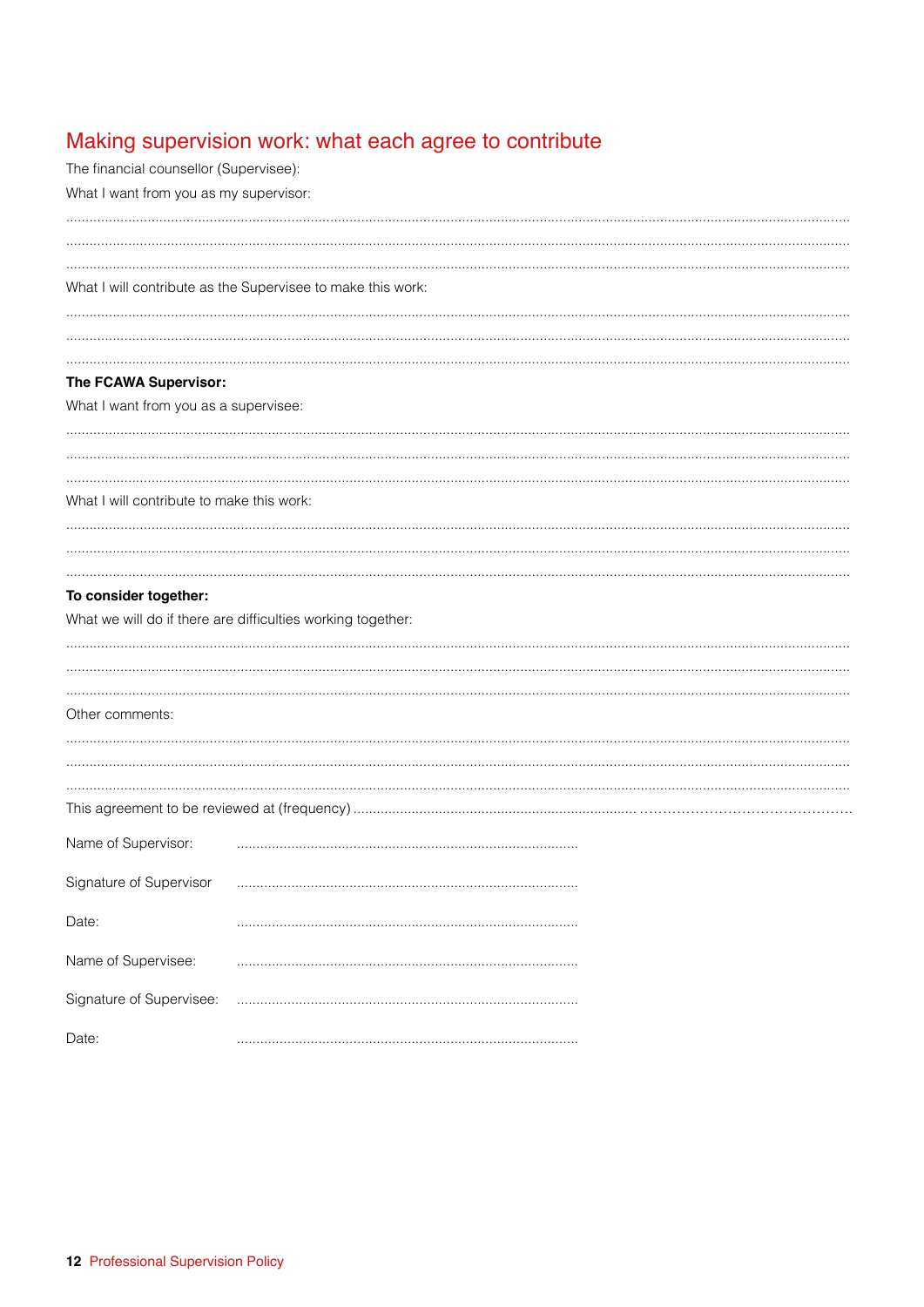## Making supervision work: what each agree to contribute

The financial counsellor (Supervisee):

What I want from you as my supervisor:

..................................................................................................................................................................................................

..................................................................................................................................................................................................

..................................................................................................................................................................................................

What I will contribute as the Supervisee to make this work:

..................................................................................................................................................................................................

..................................................................................................................................................................................................

..................................................................................................................................................................................................

**The FCAWA Supervisor:**

What I want from you as a supervisee:

..................................................................................................................................................................................................

..................................................................................................................................................................................................

..................................................................................................................................................................................................

What I will contribute to make this work:

..................................................................................................................................................................................................

..................................................................................................................................................................................................

..................................................................................................................................................................................................

**To consider together:**

What we will do if there are difficulties working together:

..................................................................................................................................................................................................

..................................................................................................................................................................................................

..................................................................................................................................................................................................

Other comments:

..................................................................................................................................................................................................

..................................................................................................................................................................................................

..................................................................................................................................................................................................

This agreement to be reviewed at (frequency) ..........................................................................................................................

Name of Supervisor: ........................................................................................

Signature of Supervisor ........................................................................................

Date: ........................................................................................

Name of Supervisee: ........................................................................................

Signature of Supervisee: ........................................................................................

Date: ........................................................................................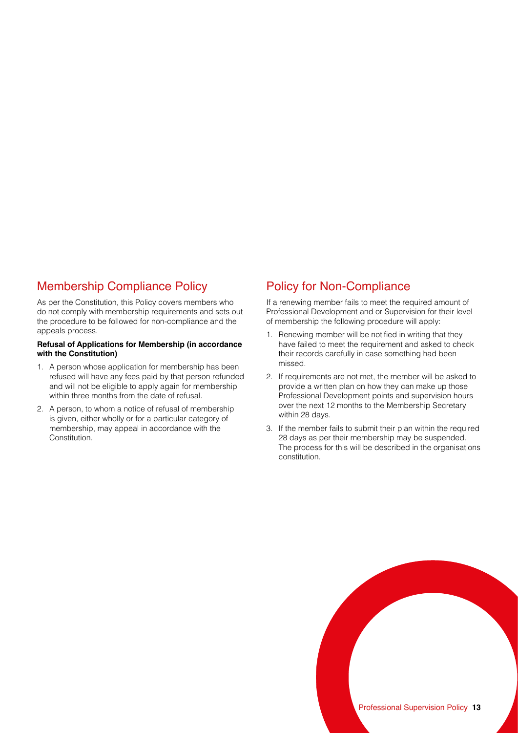## Membership Compliance Policy

As per the Constitution, this Policy covers members who do not comply with membership requirements and sets out the procedure to be followed for non-compliance and the appeals process.

**Refusal of Applications for Membership (in accordance with the Constitution)**

1. A person whose application for membership has been refused will have any fees paid by that person refunded and will not be eligible to apply again for membership within three months from the date of refusal.
2. A person, to whom a notice of refusal of membership is given, either wholly or for a particular category of membership, may appeal in accordance with the Constitution.

## Policy for Non-Compliance

If a renewing member fails to meet the required amount of Professional Development and or Supervision for their level of membership the following procedure will apply:

1. Renewing member will be notified in writing that they have failed to meet the requirement and asked to check their records carefully in case something had been missed.
2. If requirements are not met, the member will be asked to provide a written plan on how they can make up those Professional Development points and supervision hours over the next 12 months to the Membership Secretary within 28 days.
3. If the member fails to submit their plan within the required 28 days as per their membership may be suspended. The process for this will be described in the organisations constitution.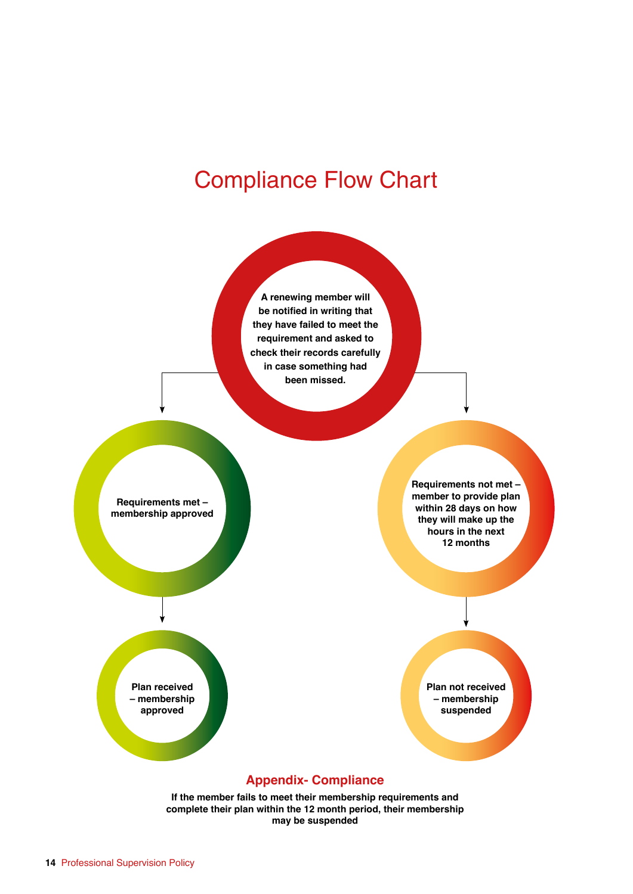# Compliance Flow Chart

**A renewing member will be notified in writing that they have failed to meet the requirement and asked to check their records carefully in case something had been missed.**

**Requirements met – membership approved**

**Plan received – membership approved**

**Requirements not met – member to provide plan within 28 days on how they will make up the hours in the next 12 months**

**Plan not received – membership suspended**

## Appendix- Compliance

**If the member fails to meet their membership requirements and complete their plan within the 12 month period, their membership may be suspended**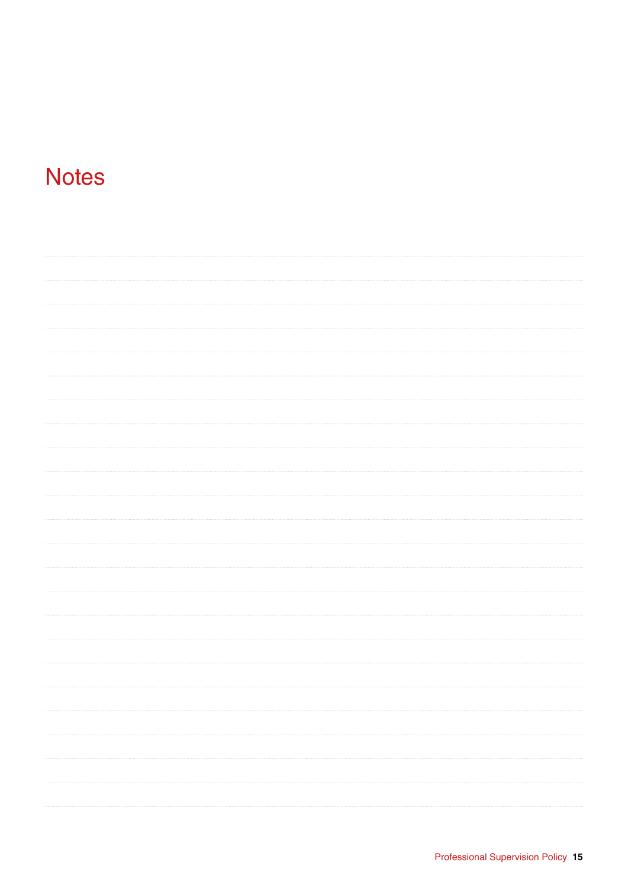# Notes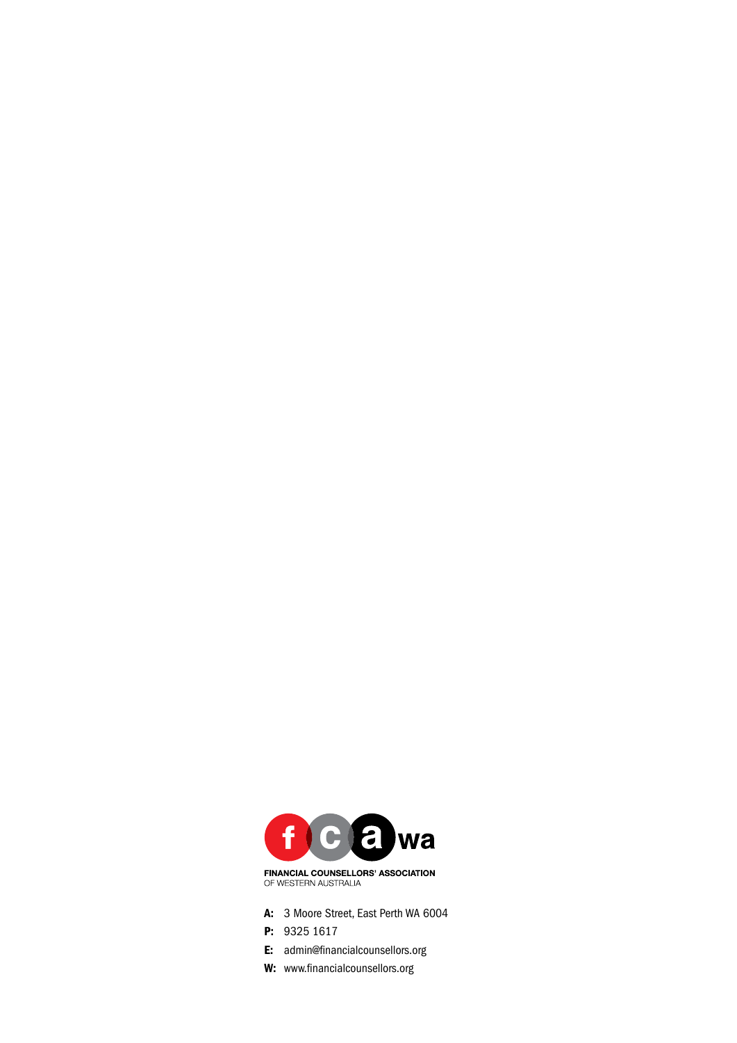fcawa

FINANCIAL COUNSELLORS' ASSOCIATION
OF WESTERN AUSTRALIA

**A:** 3 Moore Street, East Perth WA 6004

**P:** 9325 1617

**E:** admin@financialcounsellors.org

**W:** www.financialcounsellors.org